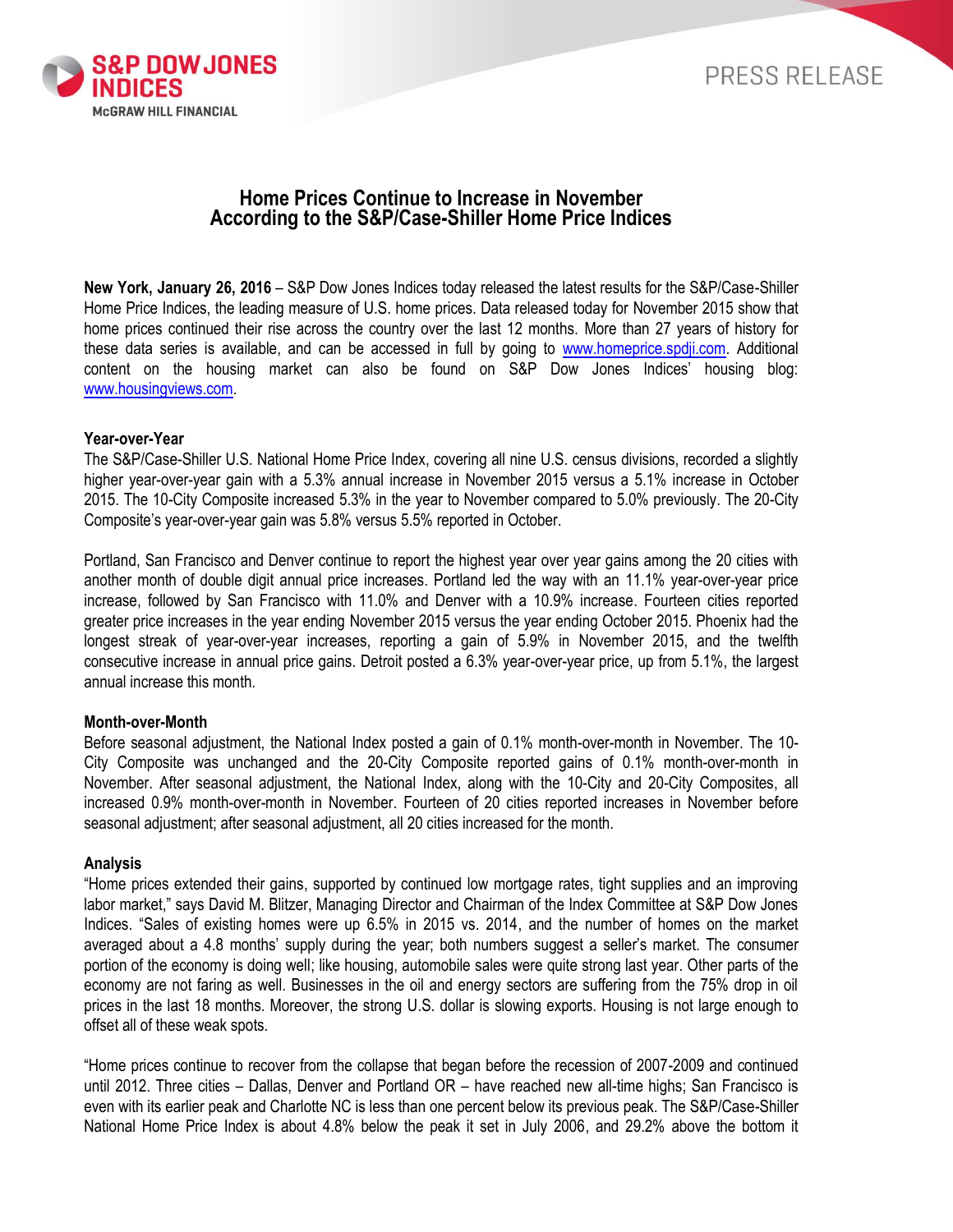S&P DOW JONES INDICES
McGRAW HILL FINANCIAL

PRESS RELEASE

# Home Prices Continue to Increase in November According to the S&P/Case-Shiller Home Price Indices

**New York, January 26, 2016** – S&P Dow Jones Indices today released the latest results for the S&P/Case-Shiller Home Price Indices, the leading measure of U.S. home prices. Data released today for November 2015 show that home prices continued their rise across the country over the last 12 months. More than 27 years of history for these data series is available, and can be accessed in full by going to www.homeprice.spdji.com. Additional content on the housing market can also be found on S&P Dow Jones Indices' housing blog: www.housingviews.com.

**Year-over-Year**

The S&P/Case-Shiller U.S. National Home Price Index, covering all nine U.S. census divisions, recorded a slightly higher year-over-year gain with a 5.3% annual increase in November 2015 versus a 5.1% increase in October 2015. The 10-City Composite increased 5.3% in the year to November compared to 5.0% previously. The 20-City Composite's year-over-year gain was 5.8% versus 5.5% reported in October.

Portland, San Francisco and Denver continue to report the highest year over year gains among the 20 cities with another month of double digit annual price increases. Portland led the way with an 11.1% year-over-year price increase, followed by San Francisco with 11.0% and Denver with a 10.9% increase. Fourteen cities reported greater price increases in the year ending November 2015 versus the year ending October 2015. Phoenix had the longest streak of year-over-year increases, reporting a gain of 5.9% in November 2015, and the twelfth consecutive increase in annual price gains. Detroit posted a 6.3% year-over-year price, up from 5.1%, the largest annual increase this month.

**Month-over-Month**

Before seasonal adjustment, the National Index posted a gain of 0.1% month-over-month in November. The 10-City Composite was unchanged and the 20-City Composite reported gains of 0.1% month-over-month in November. After seasonal adjustment, the National Index, along with the 10-City and 20-City Composites, all increased 0.9% month-over-month in November. Fourteen of 20 cities reported increases in November before seasonal adjustment; after seasonal adjustment, all 20 cities increased for the month.

**Analysis**

"Home prices extended their gains, supported by continued low mortgage rates, tight supplies and an improving labor market," says David M. Blitzer, Managing Director and Chairman of the Index Committee at S&P Dow Jones Indices. "Sales of existing homes were up 6.5% in 2015 vs. 2014, and the number of homes on the market averaged about a 4.8 months' supply during the year; both numbers suggest a seller's market. The consumer portion of the economy is doing well; like housing, automobile sales were quite strong last year. Other parts of the economy are not faring as well. Businesses in the oil and energy sectors are suffering from the 75% drop in oil prices in the last 18 months. Moreover, the strong U.S. dollar is slowing exports. Housing is not large enough to offset all of these weak spots.

"Home prices continue to recover from the collapse that began before the recession of 2007-2009 and continued until 2012. Three cities – Dallas, Denver and Portland OR – have reached new all-time highs; San Francisco is even with its earlier peak and Charlotte NC is less than one percent below its previous peak. The S&P/Case-Shiller National Home Price Index is about 4.8% below the peak it set in July 2006, and 29.2% above the bottom it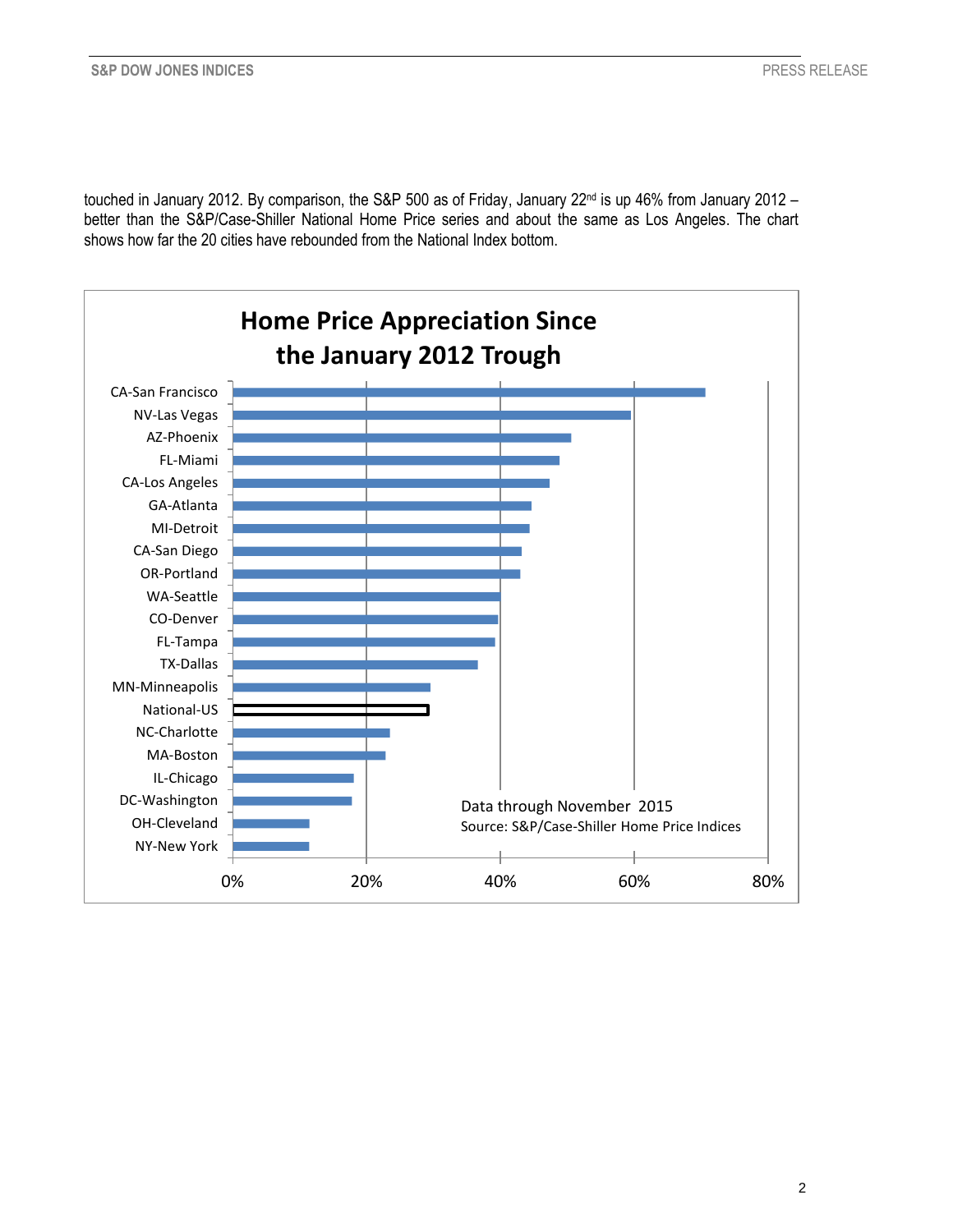touched in January 2012. By comparison, the S&P 500 as of Friday, January 22nd is up 46% from January 2012 – better than the S&P/Case-Shiller National Home Price series and about the same as Los Angeles. The chart shows how far the 20 cities have rebounded from the National Index bottom.

**Home Price Appreciation Since the January 2012 Trough**

CA-San Francisco
NV-Las Vegas
AZ-Phoenix
FL-Miami
CA-Los Angeles
GA-Atlanta
MI-Detroit
CA-San Diego
OR-Portland
WA-Seattle
CO-Denver
FL-Tampa
TX-Dallas
MN-Minneapolis
National-US
NC-Charlotte
MA-Boston
IL-Chicago
DC-Washington
OH-Cleveland
NY-New York

0% 20% 40% 60% 80%

Data through November 2015
Source: S&P/Case-Shiller Home Price Indices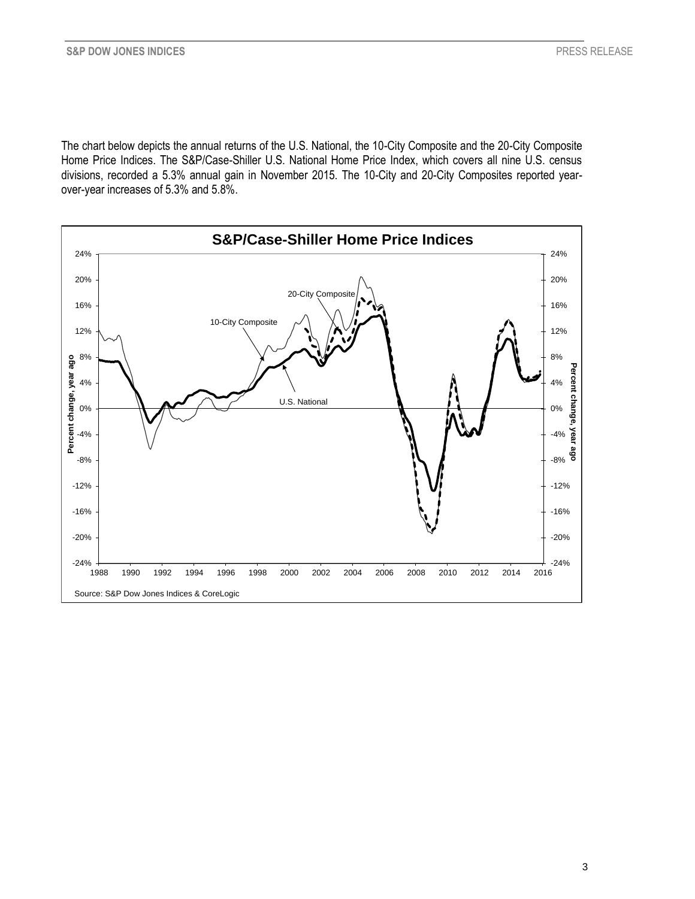The chart below depicts the annual returns of the U.S. National, the 10-City Composite and the 20-City Composite Home Price Indices. The S&P/Case-Shiller U.S. National Home Price Index, which covers all nine U.S. census divisions, recorded a 5.3% annual gain in November 2015. The 10-City and 20-City Composites reported year-over-year increases of 5.3% and 5.8%.

**S&P/Case-Shiller Home Price Indices**

Source: S&P Dow Jones Indices & CoreLogic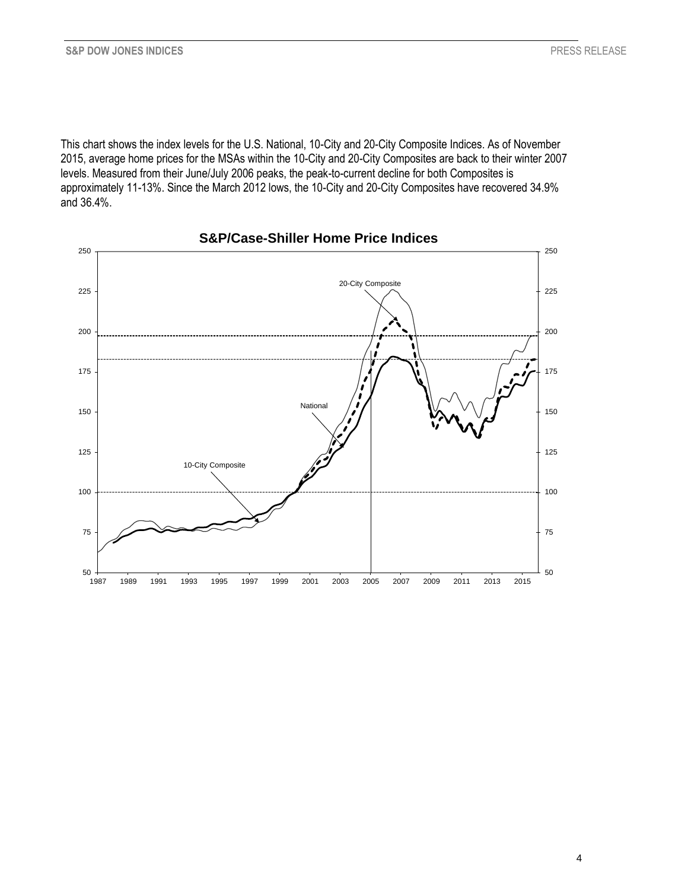This chart shows the index levels for the U.S. National, 10-City and 20-City Composite Indices. As of November 2015, average home prices for the MSAs within the 10-City and 20-City Composites are back to their winter 2007 levels. Measured from their June/July 2006 peaks, the peak-to-current decline for both Composites is approximately 11-13%. Since the March 2012 lows, the 10-City and 20-City Composites have recovered 34.9% and 36.4%.

**S&P/Case-Shiller Home Price Indices**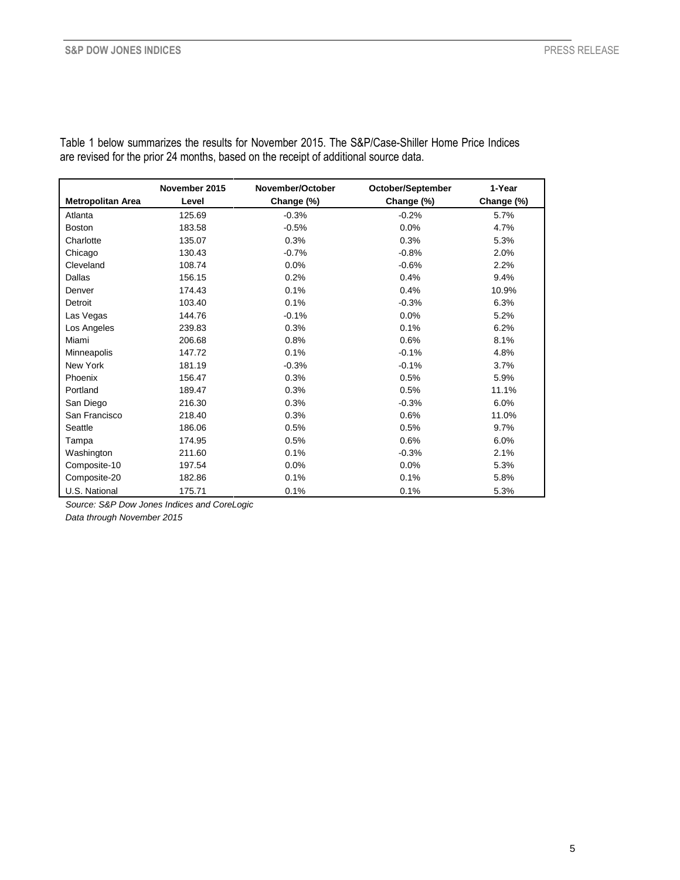Table 1 below summarizes the results for November 2015. The S&P/Case-Shiller Home Price Indices are revised for the prior 24 months, based on the receipt of additional source data.

| Metropolitan Area | November 2015 Level | November/October Change (%) | October/September Change (%) | 1-Year Change (%) |
|---|---|---|---|---|
| Atlanta | 125.69 | -0.3% | -0.2% | 5.7% |
| Boston | 183.58 | -0.5% | 0.0% | 4.7% |
| Charlotte | 135.07 | 0.3% | 0.3% | 5.3% |
| Chicago | 130.43 | -0.7% | -0.8% | 2.0% |
| Cleveland | 108.74 | 0.0% | -0.6% | 2.2% |
| Dallas | 156.15 | 0.2% | 0.4% | 9.4% |
| Denver | 174.43 | 0.1% | 0.4% | 10.9% |
| Detroit | 103.40 | 0.1% | -0.3% | 6.3% |
| Las Vegas | 144.76 | -0.1% | 0.0% | 5.2% |
| Los Angeles | 239.83 | 0.3% | 0.1% | 6.2% |
| Miami | 206.68 | 0.8% | 0.6% | 8.1% |
| Minneapolis | 147.72 | 0.1% | -0.1% | 4.8% |
| New York | 181.19 | -0.3% | -0.1% | 3.7% |
| Phoenix | 156.47 | 0.3% | 0.5% | 5.9% |
| Portland | 189.47 | 0.3% | 0.5% | 11.1% |
| San Diego | 216.30 | 0.3% | -0.3% | 6.0% |
| San Francisco | 218.40 | 0.3% | 0.6% | 11.0% |
| Seattle | 186.06 | 0.5% | 0.5% | 9.7% |
| Tampa | 174.95 | 0.5% | 0.6% | 6.0% |
| Washington | 211.60 | 0.1% | -0.3% | 2.1% |
| Composite-10 | 197.54 | 0.0% | 0.0% | 5.3% |
| Composite-20 | 182.86 | 0.1% | 0.1% | 5.8% |
| U.S. National | 175.71 | 0.1% | 0.1% | 5.3% |

*Source: S&P Dow Jones Indices and CoreLogic*

*Data through November 2015*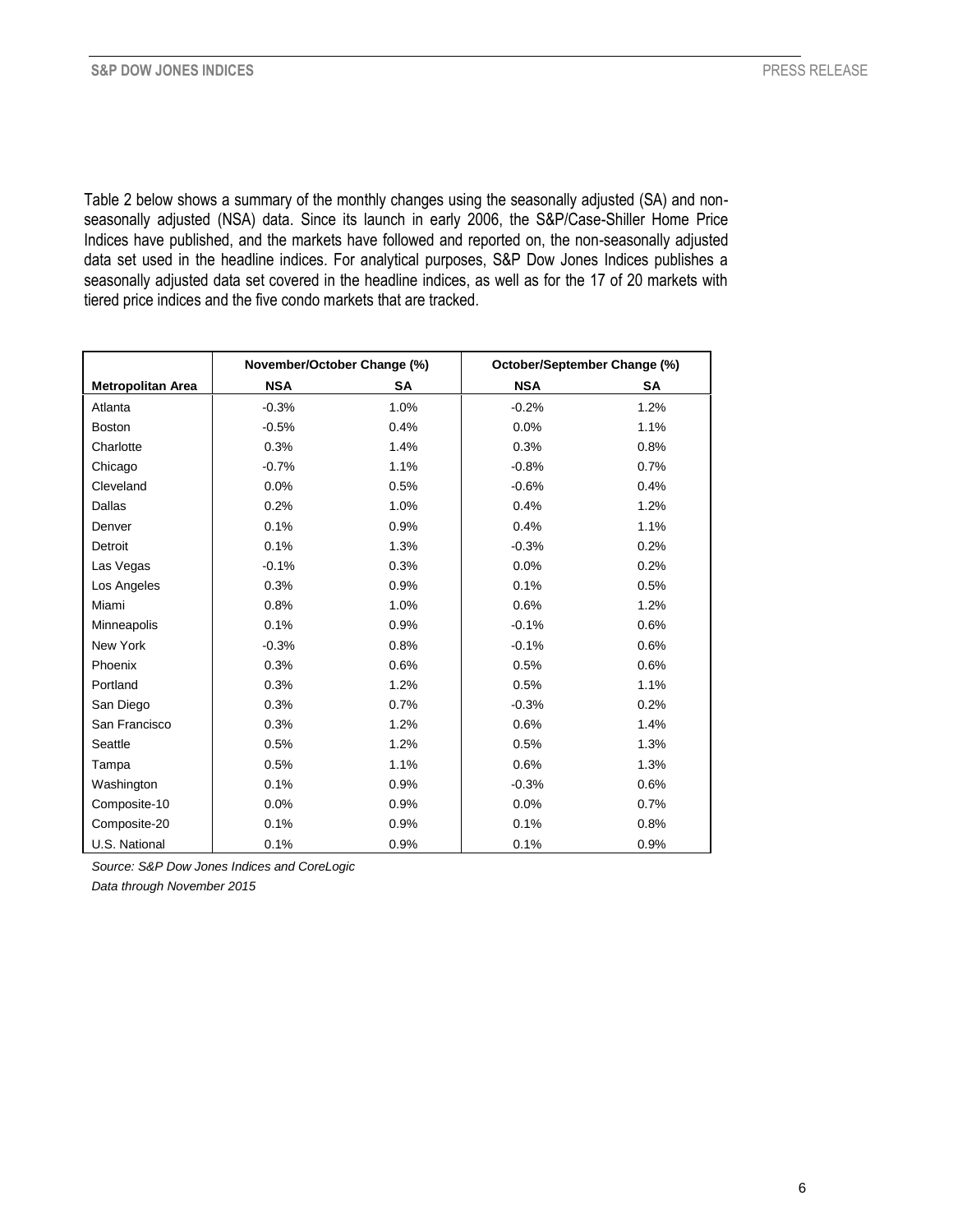Table 2 below shows a summary of the monthly changes using the seasonally adjusted (SA) and non-seasonally adjusted (NSA) data. Since its launch in early 2006, the S&P/Case-Shiller Home Price Indices have published, and the markets have followed and reported on, the non-seasonally adjusted data set used in the headline indices. For analytical purposes, S&P Dow Jones Indices publishes a seasonally adjusted data set covered in the headline indices, as well as for the 17 of 20 markets with tiered price indices and the five condo markets that are tracked.

| | November/October Change (%) | | October/September Change (%) | |
|---|---|---|---|---|
| **Metropolitan Area** | **NSA** | **SA** | **NSA** | **SA** |
| Atlanta | -0.3% | 1.0% | -0.2% | 1.2% |
| Boston | -0.5% | 0.4% | 0.0% | 1.1% |
| Charlotte | 0.3% | 1.4% | 0.3% | 0.8% |
| Chicago | -0.7% | 1.1% | -0.8% | 0.7% |
| Cleveland | 0.0% | 0.5% | -0.6% | 0.4% |
| Dallas | 0.2% | 1.0% | 0.4% | 1.2% |
| Denver | 0.1% | 0.9% | 0.4% | 1.1% |
| Detroit | 0.1% | 1.3% | -0.3% | 0.2% |
| Las Vegas | -0.1% | 0.3% | 0.0% | 0.2% |
| Los Angeles | 0.3% | 0.9% | 0.1% | 0.5% |
| Miami | 0.8% | 1.0% | 0.6% | 1.2% |
| Minneapolis | 0.1% | 0.9% | -0.1% | 0.6% |
| New York | -0.3% | 0.8% | -0.1% | 0.6% |
| Phoenix | 0.3% | 0.6% | 0.5% | 0.6% |
| Portland | 0.3% | 1.2% | 0.5% | 1.1% |
| San Diego | 0.3% | 0.7% | -0.3% | 0.2% |
| San Francisco | 0.3% | 1.2% | 0.6% | 1.4% |
| Seattle | 0.5% | 1.2% | 0.5% | 1.3% |
| Tampa | 0.5% | 1.1% | 0.6% | 1.3% |
| Washington | 0.1% | 0.9% | -0.3% | 0.6% |
| Composite-10 | 0.0% | 0.9% | 0.0% | 0.7% |
| Composite-20 | 0.1% | 0.9% | 0.1% | 0.8% |
| U.S. National | 0.1% | 0.9% | 0.1% | 0.9% |

*Source: S&P Dow Jones Indices and CoreLogic*

*Data through November 2015*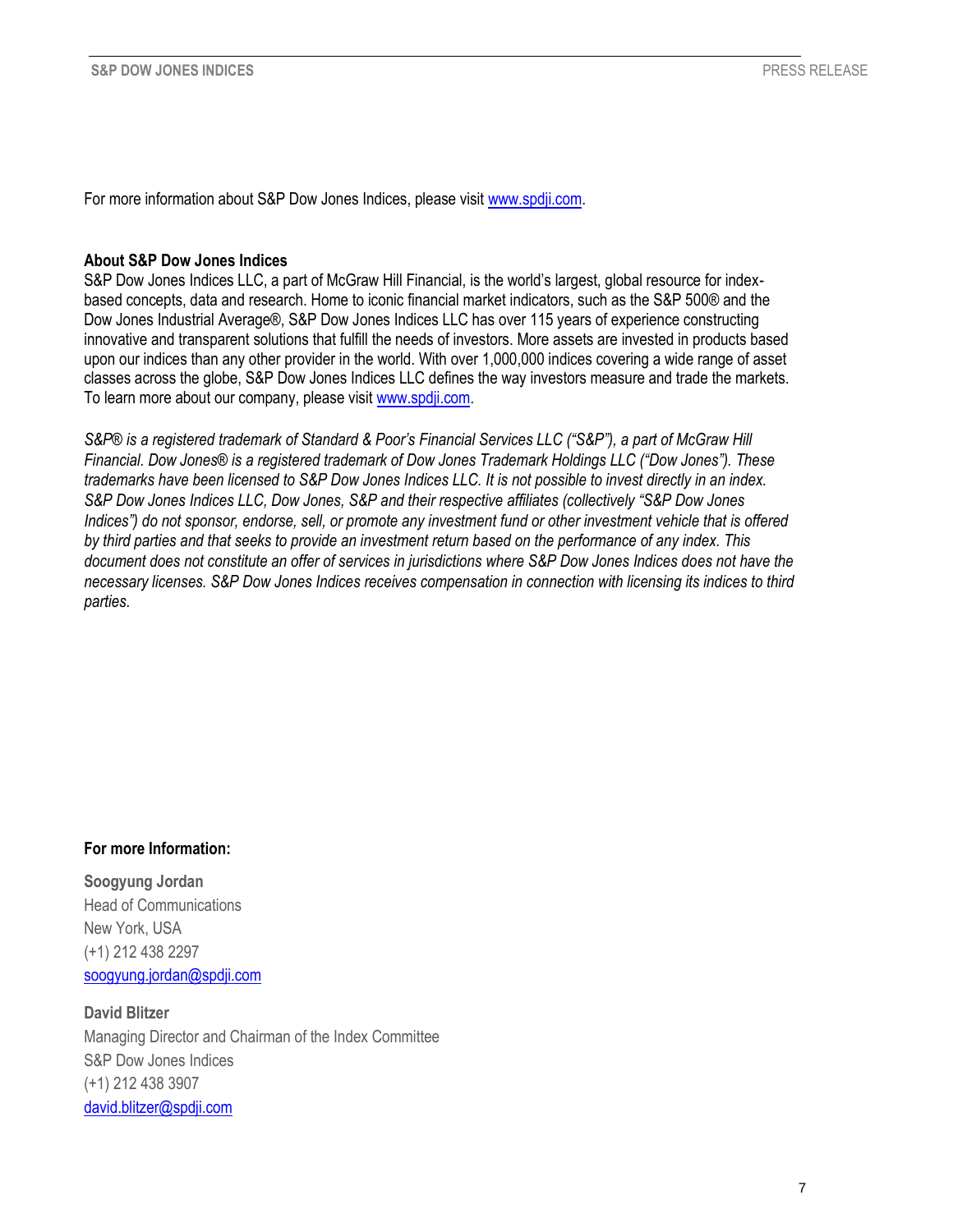For more information about S&P Dow Jones Indices, please visit www.spdji.com.

**About S&P Dow Jones Indices**

S&P Dow Jones Indices LLC, a part of McGraw Hill Financial, is the world's largest, global resource for index-based concepts, data and research. Home to iconic financial market indicators, such as the S&P 500® and the Dow Jones Industrial Average®, S&P Dow Jones Indices LLC has over 115 years of experience constructing innovative and transparent solutions that fulfill the needs of investors. More assets are invested in products based upon our indices than any other provider in the world. With over 1,000,000 indices covering a wide range of asset classes across the globe, S&P Dow Jones Indices LLC defines the way investors measure and trade the markets. To learn more about our company, please visit www.spdji.com.

*S&P® is a registered trademark of Standard & Poor's Financial Services LLC ("S&P"), a part of McGraw Hill Financial. Dow Jones® is a registered trademark of Dow Jones Trademark Holdings LLC ("Dow Jones"). These trademarks have been licensed to S&P Dow Jones Indices LLC. It is not possible to invest directly in an index. S&P Dow Jones Indices LLC, Dow Jones, S&P and their respective affiliates (collectively "S&P Dow Jones Indices") do not sponsor, endorse, sell, or promote any investment fund or other investment vehicle that is offered by third parties and that seeks to provide an investment return based on the performance of any index. This document does not constitute an offer of services in jurisdictions where S&P Dow Jones Indices does not have the necessary licenses. S&P Dow Jones Indices receives compensation in connection with licensing its indices to third parties.*

**For more Information:**

**Soogyung Jordan**
Head of Communications
New York, USA
(+1) 212 438 2297
soogyung.jordan@spdji.com

**David Blitzer**
Managing Director and Chairman of the Index Committee
S&P Dow Jones Indices
(+1) 212 438 3907
david.blitzer@spdji.com